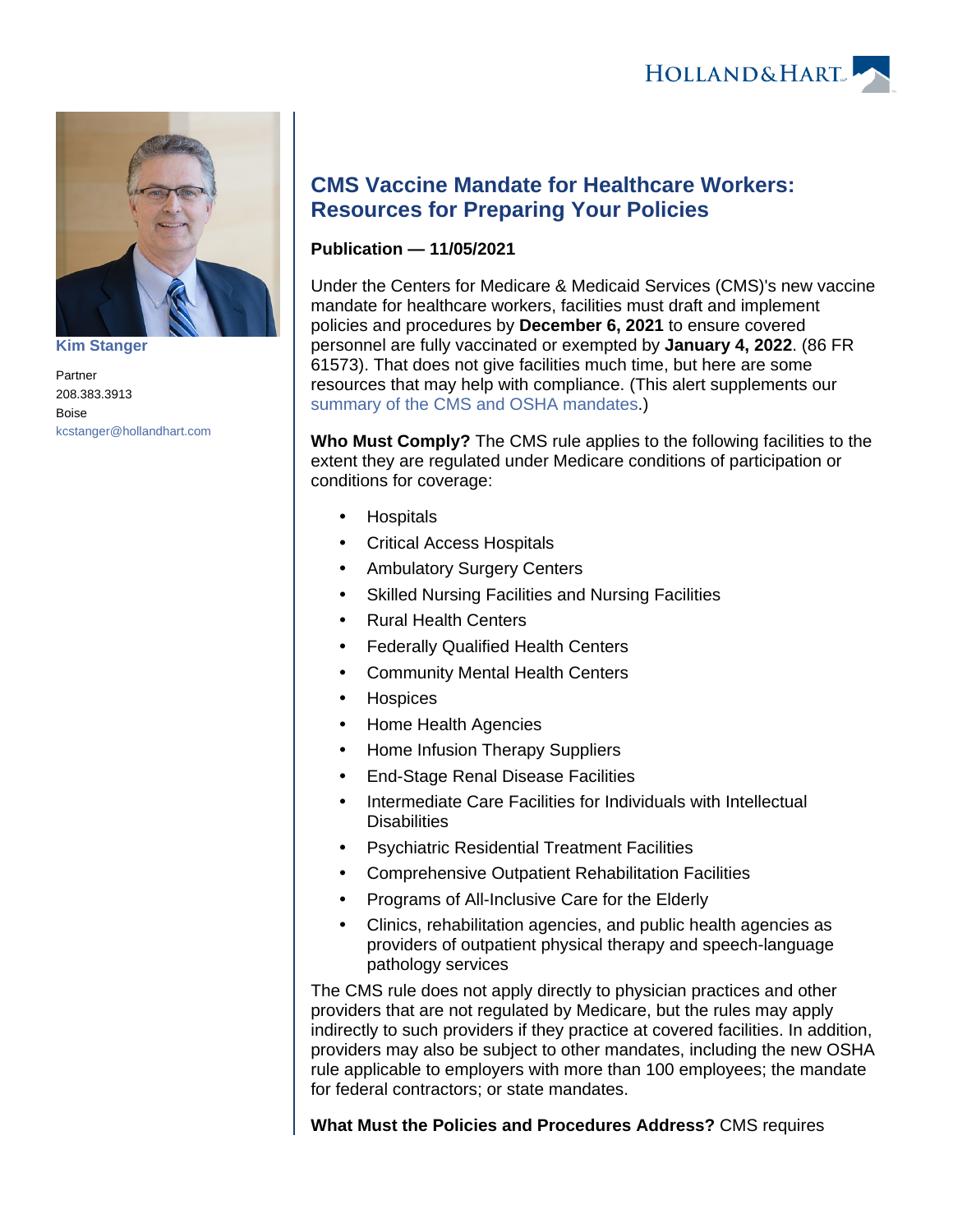Kim Stanger

Partner
208.383.3913
Boise
kcstanger@hollandhart.com

# CMS Vaccine Mandate for Healthcare Workers: Resources for Preparing Your Policies

**Publication — 11/05/2021**

Under the Centers for Medicare & Medicaid Services (CMS)'s new vaccine mandate for healthcare workers, facilities must draft and implement policies and procedures by **December 6, 2021** to ensure covered personnel are fully vaccinated or exempted by **January 4, 2022**. (86 FR 61573). That does not give facilities much time, but here are some resources that may help with compliance. (This alert supplements our summary of the CMS and OSHA mandates.)

**Who Must Comply?** The CMS rule applies to the following facilities to the extent they are regulated under Medicare conditions of participation or conditions for coverage:

- Hospitals
- Critical Access Hospitals
- Ambulatory Surgery Centers
- Skilled Nursing Facilities and Nursing Facilities
- Rural Health Centers
- Federally Qualified Health Centers
- Community Mental Health Centers
- Hospices
- Home Health Agencies
- Home Infusion Therapy Suppliers
- End-Stage Renal Disease Facilities
- Intermediate Care Facilities for Individuals with Intellectual Disabilities
- Psychiatric Residential Treatment Facilities
- Comprehensive Outpatient Rehabilitation Facilities
- Programs of All-Inclusive Care for the Elderly
- Clinics, rehabilitation agencies, and public health agencies as providers of outpatient physical therapy and speech-language pathology services

The CMS rule does not apply directly to physician practices and other providers that are not regulated by Medicare, but the rules may apply indirectly to such providers if they practice at covered facilities. In addition, providers may also be subject to other mandates, including the new OSHA rule applicable to employers with more than 100 employees; the mandate for federal contractors; or state mandates.

**What Must the Policies and Procedures Address?** CMS requires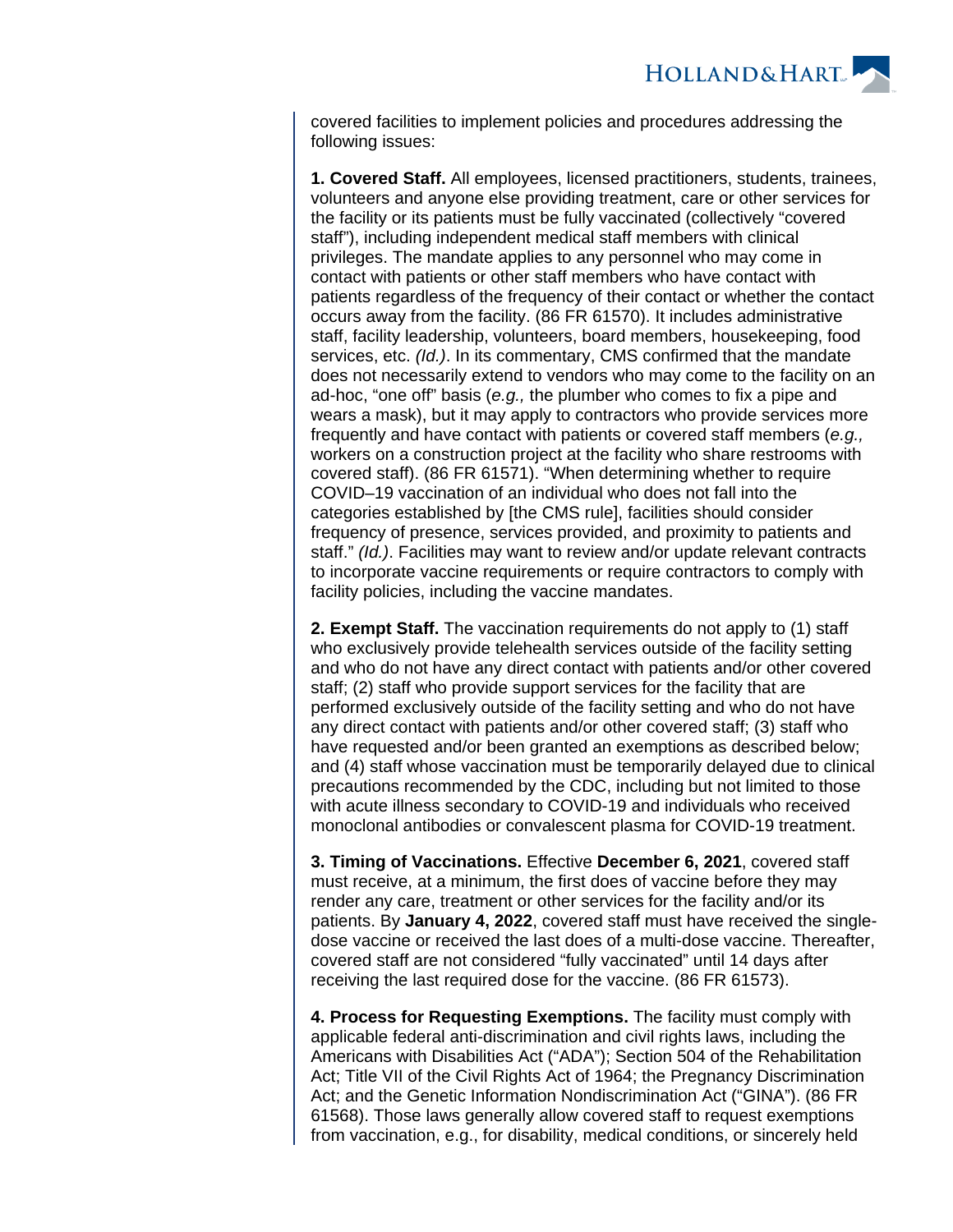covered facilities to implement policies and procedures addressing the following issues:

**1. Covered Staff.** All employees, licensed practitioners, students, trainees, volunteers and anyone else providing treatment, care or other services for the facility or its patients must be fully vaccinated (collectively "covered staff"), including independent medical staff members with clinical privileges. The mandate applies to any personnel who may come in contact with patients or other staff members who have contact with patients regardless of the frequency of their contact or whether the contact occurs away from the facility. (86 FR 61570). It includes administrative staff, facility leadership, volunteers, board members, housekeeping, food services, etc. *(Id.)*. In its commentary, CMS confirmed that the mandate does not necessarily extend to vendors who may come to the facility on an ad-hoc, "one off" basis (*e.g.,* the plumber who comes to fix a pipe and wears a mask), but it may apply to contractors who provide services more frequently and have contact with patients or covered staff members (*e.g.,* workers on a construction project at the facility who share restrooms with covered staff). (86 FR 61571). "When determining whether to require COVID–19 vaccination of an individual who does not fall into the categories established by [the CMS rule], facilities should consider frequency of presence, services provided, and proximity to patients and staff." *(Id.)*. Facilities may want to review and/or update relevant contracts to incorporate vaccine requirements or require contractors to comply with facility policies, including the vaccine mandates.

**2. Exempt Staff.** The vaccination requirements do not apply to (1) staff who exclusively provide telehealth services outside of the facility setting and who do not have any direct contact with patients and/or other covered staff; (2) staff who provide support services for the facility that are performed exclusively outside of the facility setting and who do not have any direct contact with patients and/or other covered staff; (3) staff who have requested and/or been granted an exemptions as described below; and (4) staff whose vaccination must be temporarily delayed due to clinical precautions recommended by the CDC, including but not limited to those with acute illness secondary to COVID-19 and individuals who received monoclonal antibodies or convalescent plasma for COVID-19 treatment.

**3. Timing of Vaccinations.** Effective **December 6, 2021**, covered staff must receive, at a minimum, the first does of vaccine before they may render any care, treatment or other services for the facility and/or its patients. By **January 4, 2022**, covered staff must have received the single-dose vaccine or received the last does of a multi-dose vaccine. Thereafter, covered staff are not considered "fully vaccinated" until 14 days after receiving the last required dose for the vaccine. (86 FR 61573).

**4. Process for Requesting Exemptions.** The facility must comply with applicable federal anti-discrimination and civil rights laws, including the Americans with Disabilities Act ("ADA"); Section 504 of the Rehabilitation Act; Title VII of the Civil Rights Act of 1964; the Pregnancy Discrimination Act; and the Genetic Information Nondiscrimination Act ("GINA"). (86 FR 61568). Those laws generally allow covered staff to request exemptions from vaccination, e.g., for disability, medical conditions, or sincerely held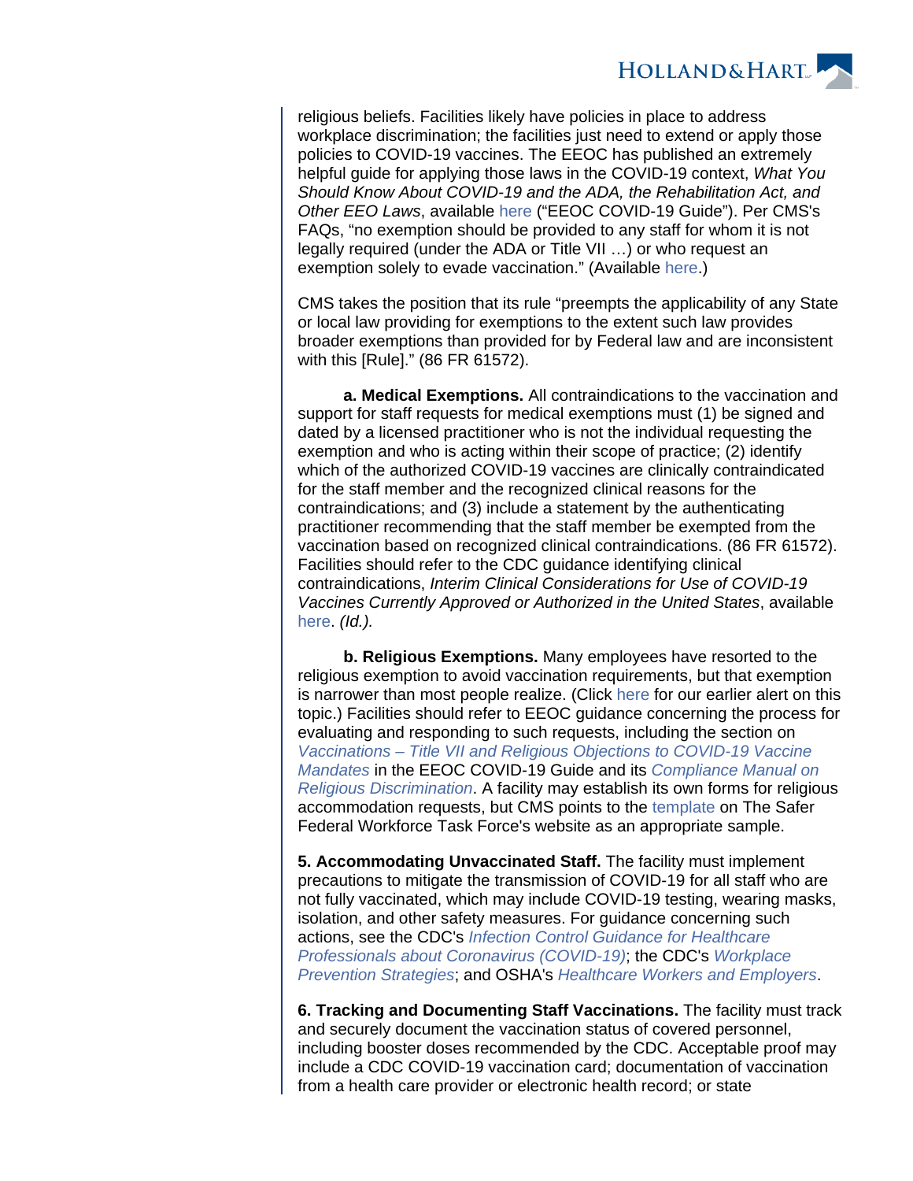religious beliefs. Facilities likely have policies in place to address workplace discrimination; the facilities just need to extend or apply those policies to COVID-19 vaccines. The EEOC has published an extremely helpful guide for applying those laws in the COVID-19 context, *What You Should Know About COVID-19 and the ADA, the Rehabilitation Act, and Other EEO Laws*, available here ("EEOC COVID-19 Guide"). Per CMS's FAQs, "no exemption should be provided to any staff for whom it is not legally required (under the ADA or Title VII …) or who request an exemption solely to evade vaccination." (Available here.)

CMS takes the position that its rule "preempts the applicability of any State or local law providing for exemptions to the extent such law provides broader exemptions than provided for by Federal law and are inconsistent with this [Rule]." (86 FR 61572).

**a. Medical Exemptions.** All contraindications to the vaccination and support for staff requests for medical exemptions must (1) be signed and dated by a licensed practitioner who is not the individual requesting the exemption and who is acting within their scope of practice; (2) identify which of the authorized COVID-19 vaccines are clinically contraindicated for the staff member and the recognized clinical reasons for the contraindications; and (3) include a statement by the authenticating practitioner recommending that the staff member be exempted from the vaccination based on recognized clinical contraindications. (86 FR 61572). Facilities should refer to the CDC guidance identifying clinical contraindications, *Interim Clinical Considerations for Use of COVID-19 Vaccines Currently Approved or Authorized in the United States*, available here. *(Id.).*

**b. Religious Exemptions.** Many employees have resorted to the religious exemption to avoid vaccination requirements, but that exemption is narrower than most people realize. (Click here for our earlier alert on this topic.) Facilities should refer to EEOC guidance concerning the process for evaluating and responding to such requests, including the section on *Vaccinations – Title VII and Religious Objections to COVID-19 Vaccine Mandates* in the EEOC COVID-19 Guide and its *Compliance Manual on Religious Discrimination*. A facility may establish its own forms for religious accommodation requests, but CMS points to the template on The Safer Federal Workforce Task Force's website as an appropriate sample.

**5. Accommodating Unvaccinated Staff.** The facility must implement precautions to mitigate the transmission of COVID-19 for all staff who are not fully vaccinated, which may include COVID-19 testing, wearing masks, isolation, and other safety measures. For guidance concerning such actions, see the CDC's *Infection Control Guidance for Healthcare Professionals about Coronavirus (COVID-19)*; the CDC's *Workplace Prevention Strategies*; and OSHA's *Healthcare Workers and Employers*.

**6. Tracking and Documenting Staff Vaccinations.** The facility must track and securely document the vaccination status of covered personnel, including booster doses recommended by the CDC. Acceptable proof may include a CDC COVID-19 vaccination card; documentation of vaccination from a health care provider or electronic health record; or state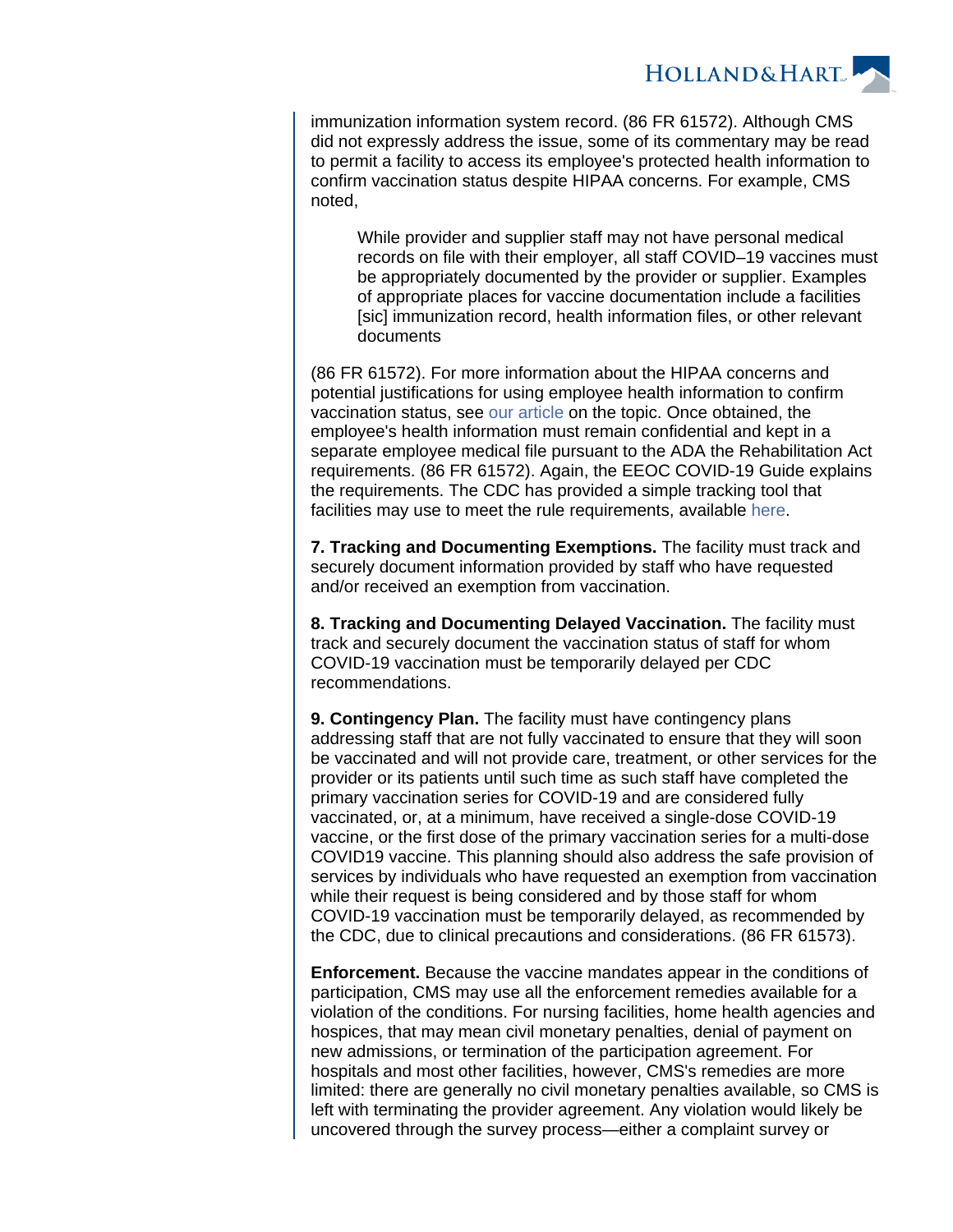immunization information system record. (86 FR 61572). Although CMS did not expressly address the issue, some of its commentary may be read to permit a facility to access its employee's protected health information to confirm vaccination status despite HIPAA concerns. For example, CMS noted,

> While provider and supplier staff may not have personal medical records on file with their employer, all staff COVID–19 vaccines must be appropriately documented by the provider or supplier. Examples of appropriate places for vaccine documentation include a facilities [sic] immunization record, health information files, or other relevant documents

(86 FR 61572). For more information about the HIPAA concerns and potential justifications for using employee health information to confirm vaccination status, see our article on the topic. Once obtained, the employee's health information must remain confidential and kept in a separate employee medical file pursuant to the ADA the Rehabilitation Act requirements. (86 FR 61572). Again, the EEOC COVID-19 Guide explains the requirements. The CDC has provided a simple tracking tool that facilities may use to meet the rule requirements, available here.

**7. Tracking and Documenting Exemptions.** The facility must track and securely document information provided by staff who have requested and/or received an exemption from vaccination.

**8. Tracking and Documenting Delayed Vaccination.** The facility must track and securely document the vaccination status of staff for whom COVID-19 vaccination must be temporarily delayed per CDC recommendations.

**9. Contingency Plan.** The facility must have contingency plans addressing staff that are not fully vaccinated to ensure that they will soon be vaccinated and will not provide care, treatment, or other services for the provider or its patients until such time as such staff have completed the primary vaccination series for COVID-19 and are considered fully vaccinated, or, at a minimum, have received a single-dose COVID-19 vaccine, or the first dose of the primary vaccination series for a multi-dose COVID19 vaccine. This planning should also address the safe provision of services by individuals who have requested an exemption from vaccination while their request is being considered and by those staff for whom COVID-19 vaccination must be temporarily delayed, as recommended by the CDC, due to clinical precautions and considerations. (86 FR 61573).

**Enforcement.** Because the vaccine mandates appear in the conditions of participation, CMS may use all the enforcement remedies available for a violation of the conditions. For nursing facilities, home health agencies and hospices, that may mean civil monetary penalties, denial of payment on new admissions, or termination of the participation agreement. For hospitals and most other facilities, however, CMS's remedies are more limited: there are generally no civil monetary penalties available, so CMS is left with terminating the provider agreement. Any violation would likely be uncovered through the survey process—either a complaint survey or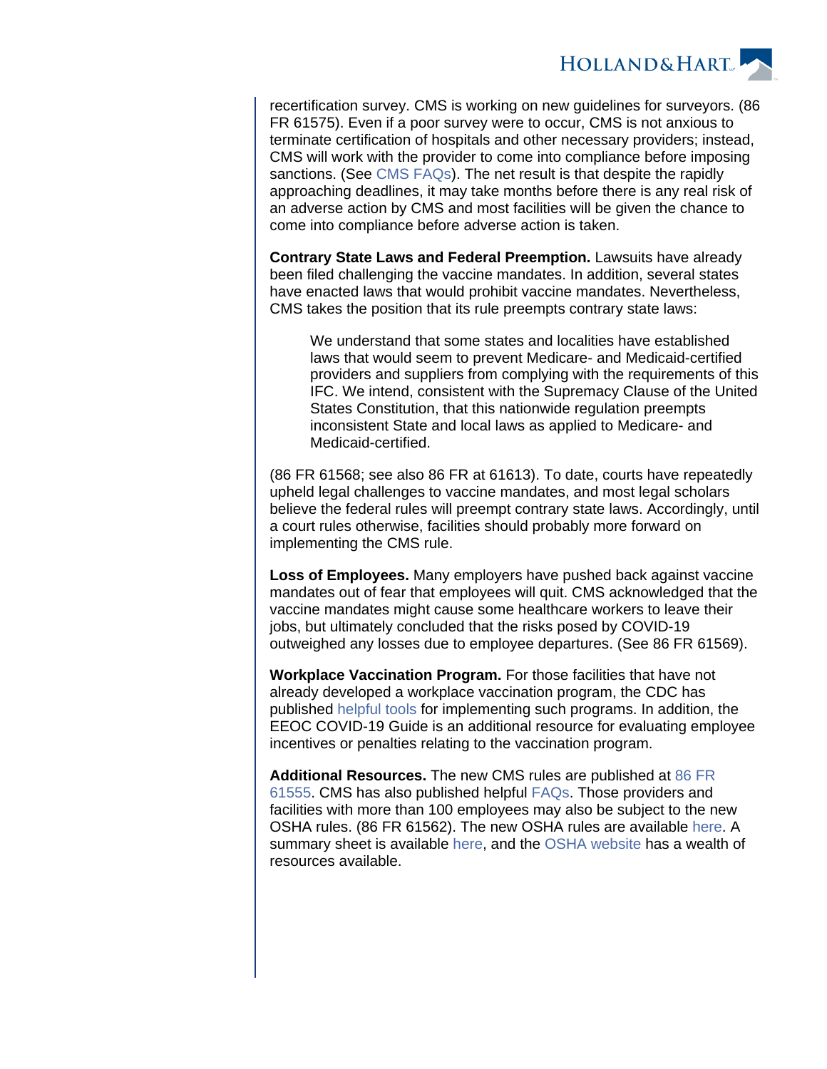recertification survey. CMS is working on new guidelines for surveyors. (86 FR 61575). Even if a poor survey were to occur, CMS is not anxious to terminate certification of hospitals and other necessary providers; instead, CMS will work with the provider to come into compliance before imposing sanctions. (See CMS FAQs). The net result is that despite the rapidly approaching deadlines, it may take months before there is any real risk of an adverse action by CMS and most facilities will be given the chance to come into compliance before adverse action is taken.

**Contrary State Laws and Federal Preemption.** Lawsuits have already been filed challenging the vaccine mandates. In addition, several states have enacted laws that would prohibit vaccine mandates. Nevertheless, CMS takes the position that its rule preempts contrary state laws:

> We understand that some states and localities have established laws that would seem to prevent Medicare- and Medicaid-certified providers and suppliers from complying with the requirements of this IFC. We intend, consistent with the Supremacy Clause of the United States Constitution, that this nationwide regulation preempts inconsistent State and local laws as applied to Medicare- and Medicaid-certified.

(86 FR 61568; see also 86 FR at 61613). To date, courts have repeatedly upheld legal challenges to vaccine mandates, and most legal scholars believe the federal rules will preempt contrary state laws. Accordingly, until a court rules otherwise, facilities should probably more forward on implementing the CMS rule.

**Loss of Employees.** Many employers have pushed back against vaccine mandates out of fear that employees will quit. CMS acknowledged that the vaccine mandates might cause some healthcare workers to leave their jobs, but ultimately concluded that the risks posed by COVID-19 outweighed any losses due to employee departures. (See 86 FR 61569).

**Workplace Vaccination Program.** For those facilities that have not already developed a workplace vaccination program, the CDC has published helpful tools for implementing such programs. In addition, the EEOC COVID-19 Guide is an additional resource for evaluating employee incentives or penalties relating to the vaccination program.

**Additional Resources.** The new CMS rules are published at 86 FR 61555. CMS has also published helpful FAQs. Those providers and facilities with more than 100 employees may also be subject to the new OSHA rules. (86 FR 61562). The new OSHA rules are available here. A summary sheet is available here, and the OSHA website has a wealth of resources available.